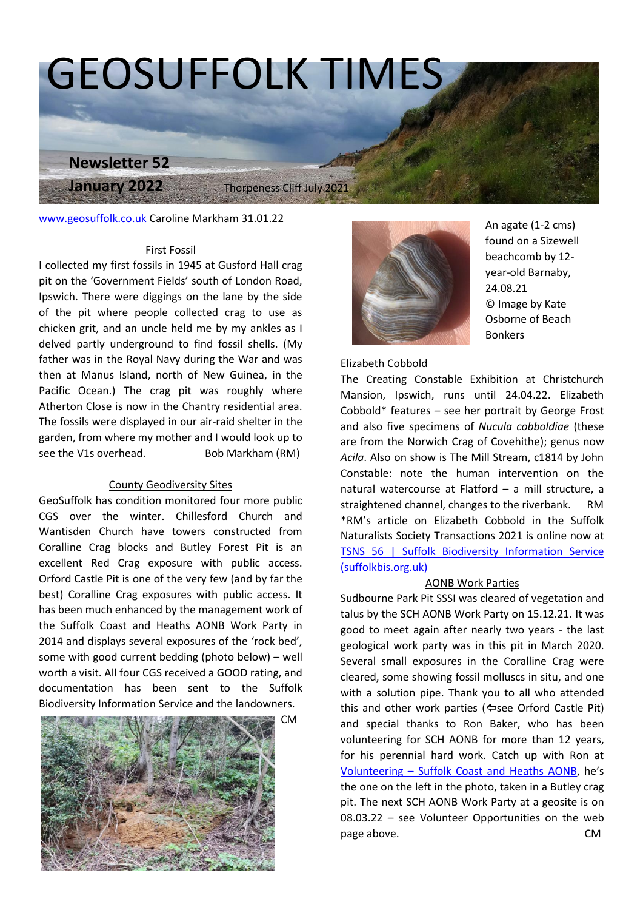# GEOSUFFOLK TIMES

**Newsletter 52**

**January 2022**

Thorpeness Cliff July 2021

www.geosuffolk.co.uk Caroline Markham 31.01.22

## First Fossil

I collected my first fossils in 1945 at Gusford Hall crag pit on the 'Government Fields' south of London Road, Ipswich. There were diggings on the lane by the side of the pit where people collected crag to use as chicken grit, and an uncle held me by my ankles as I delved partly underground to find fossil shells. (My father was in the Royal Navy during the War and was then at Manus Island, north of New Guinea, in the Pacific Ocean.) The crag pit was roughly where Atherton Close is now in the Chantry residential area. The fossils were displayed in our air-raid shelter in the garden, from where my mother and I would look up to see the V1s overhead. Bob Markham (RM)

## County Geodiversity Sites

GeoSuffolk has condition monitored four more public CGS over the winter. Chillesford Church and Wantisden Church have towers constructed from Coralline Crag blocks and Butley Forest Pit is an excellent Red Crag exposure with public access. Orford Castle Pit is one of the very few (and by far the best) Coralline Crag exposures with public access. It has been much enhanced by the management work of the Suffolk Coast and Heaths AONB Work Party in 2014 and displays several exposures of the 'rock bed', some with good current bedding (photo below) – well worth a visit. All four CGS received a GOOD rating, and documentation has been sent to the Suffolk Biodiversity Information Service and the landowners. CM

An agate (1-2 cms) found on a Sizewell beachcomb by 12-year-old Barnaby, 24.08.21
© Image by Kate Osborne of Beach Bonkers

## Elizabeth Cobbold

The Creating Constable Exhibition at Christchurch Mansion, Ipswich, runs until 24.04.22. Elizabeth Cobbold* features – see her portrait by George Frost and also five specimens of *Nucula cobboldiae* (these are from the Norwich Crag of Covehithe); genus now *Acila*. Also on show is The Mill Stream, c1814 by John Constable: note the human intervention on the natural watercourse at Flatford – a mill structure, a straightened channel, changes to the riverbank. RM
*RM's article on Elizabeth Cobbold in the Suffolk Naturalists Society Transactions 2021 is online now at [TSNS 56 | Suffolk Biodiversity Information Service (suffolkbis.org.uk)]

## AONB Work Parties

Sudbourne Park Pit SSSI was cleared of vegetation and talus by the SCH AONB Work Party on 15.12.21. It was good to meet again after nearly two years - the last geological work party was in this pit in March 2020. Several small exposures in the Coralline Crag were cleared, some showing fossil molluscs in situ, and one with a solution pipe. Thank you to all who attended this and other work parties (⇦see Orford Castle Pit) and special thanks to Ron Baker, who has been volunteering for SCH AONB for more than 12 years, for his perennial hard work. Catch up with Ron at [Volunteering – Suffolk Coast and Heaths AONB], he's the one on the left in the photo, taken in a Butley crag pit. The next SCH AONB Work Party at a geosite is on 08.03.22 – see Volunteer Opportunities on the web page above. CM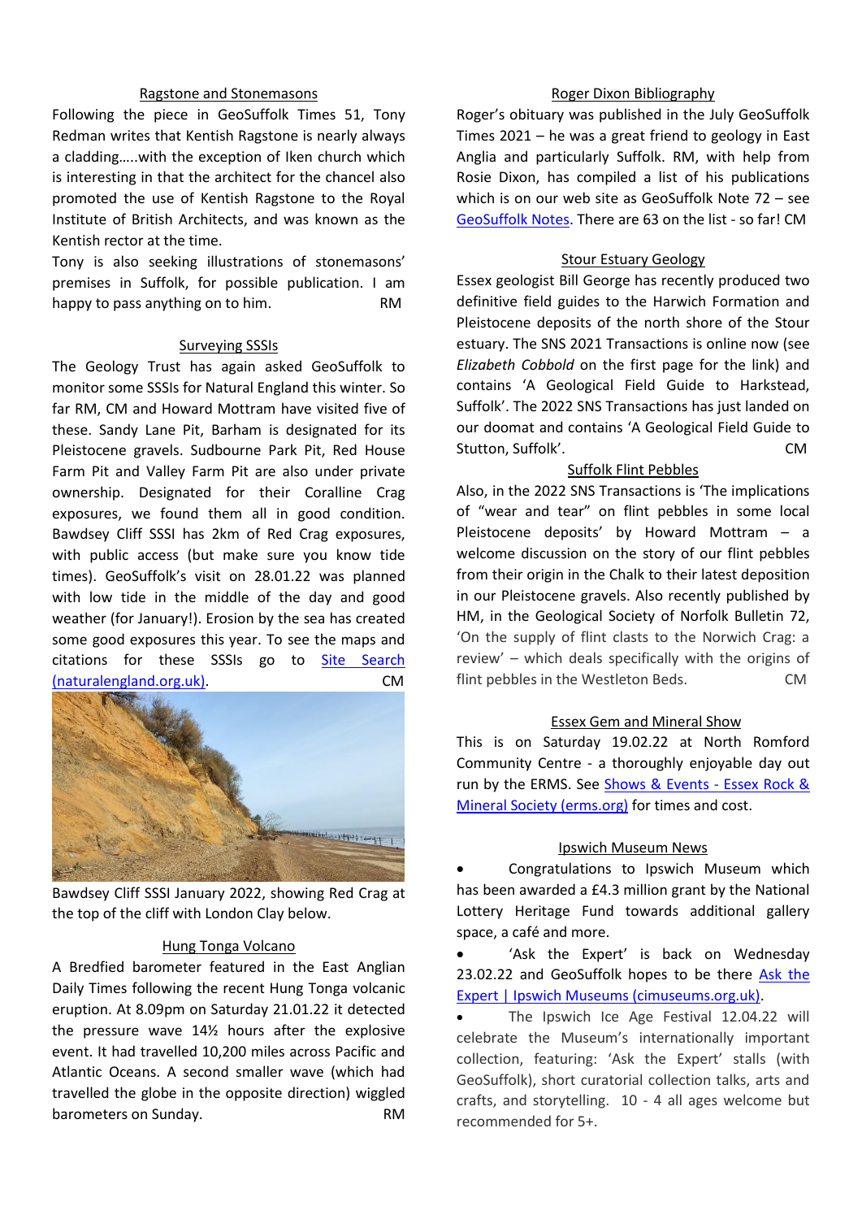## Ragstone and Stonemasons

Following the piece in GeoSuffolk Times 51, Tony Redman writes that Kentish Ragstone is nearly always a cladding…..with the exception of Iken church which is interesting in that the architect for the chancel also promoted the use of Kentish Ragstone to the Royal Institute of British Architects, and was known as the Kentish rector at the time.

Tony is also seeking illustrations of stonemasons' premises in Suffolk, for possible publication. I am happy to pass anything on to him. RM

## Surveying SSSIs

The Geology Trust has again asked GeoSuffolk to monitor some SSSIs for Natural England this winter. So far RM, CM and Howard Mottram have visited five of these. Sandy Lane Pit, Barham is designated for its Pleistocene gravels. Sudbourne Park Pit, Red House Farm Pit and Valley Farm Pit are also under private ownership. Designated for their Coralline Crag exposures, we found them all in good condition. Bawdsey Cliff SSSI has 2km of Red Crag exposures, with public access (but make sure you know tide times). GeoSuffolk's visit on 28.01.22 was planned with low tide in the middle of the day and good weather (for January!). Erosion by the sea has created some good exposures this year. To see the maps and citations for these SSSIs go to [Site Search (naturalengland.org.uk)](). CM

Bawdsey Cliff SSSI January 2022, showing Red Crag at the top of the cliff with London Clay below.

## Hung Tonga Volcano

A Bredfied barometer featured in the East Anglian Daily Times following the recent Hung Tonga volcanic eruption. At 8.09pm on Saturday 21.01.22 it detected the pressure wave 14½ hours after the explosive event. It had travelled 10,200 miles across Pacific and Atlantic Oceans. A second smaller wave (which had travelled the globe in the opposite direction) wiggled barometers on Sunday. RM

## Roger Dixon Bibliography

Roger's obituary was published in the July GeoSuffolk Times 2021 – he was a great friend to geology in East Anglia and particularly Suffolk. RM, with help from Rosie Dixon, has compiled a list of his publications which is on our web site as GeoSuffolk Note 72 – see [GeoSuffolk Notes](). There are 63 on the list - so far! CM

## Stour Estuary Geology

Essex geologist Bill George has recently produced two definitive field guides to the Harwich Formation and Pleistocene deposits of the north shore of the Stour estuary. The SNS 2021 Transactions is online now (see *Elizabeth Cobbold* on the first page for the link) and contains 'A Geological Field Guide to Harkstead, Suffolk'. The 2022 SNS Transactions has just landed on our doomat and contains 'A Geological Field Guide to Stutton, Suffolk'. CM

## Suffolk Flint Pebbles

Also, in the 2022 SNS Transactions is 'The implications of "wear and tear" on flint pebbles in some local Pleistocene deposits' by Howard Mottram – a welcome discussion on the story of our flint pebbles from their origin in the Chalk to their latest deposition in our Pleistocene gravels. Also recently published by HM, in the Geological Society of Norfolk Bulletin 72, 'On the supply of flint clasts to the Norwich Crag: a review' – which deals specifically with the origins of flint pebbles in the Westleton Beds. CM

## Essex Gem and Mineral Show

This is on Saturday 19.02.22 at North Romford Community Centre - a thoroughly enjoyable day out run by the ERMS. See [Shows & Events - Essex Rock & Mineral Society (erms.org)]() for times and cost.

## Ipswich Museum News

- Congratulations to Ipswich Museum which has been awarded a £4.3 million grant by the National Lottery Heritage Fund towards additional gallery space, a café and more.
- 'Ask the Expert' is back on Wednesday 23.02.22 and GeoSuffolk hopes to be there [Ask the Expert | Ipswich Museums (cimuseums.org.uk)]().
- The Ipswich Ice Age Festival 12.04.22 will celebrate the Museum's internationally important collection, featuring: 'Ask the Expert' stalls (with GeoSuffolk), short curatorial collection talks, arts and crafts, and storytelling. 10 - 4 all ages welcome but recommended for 5+.